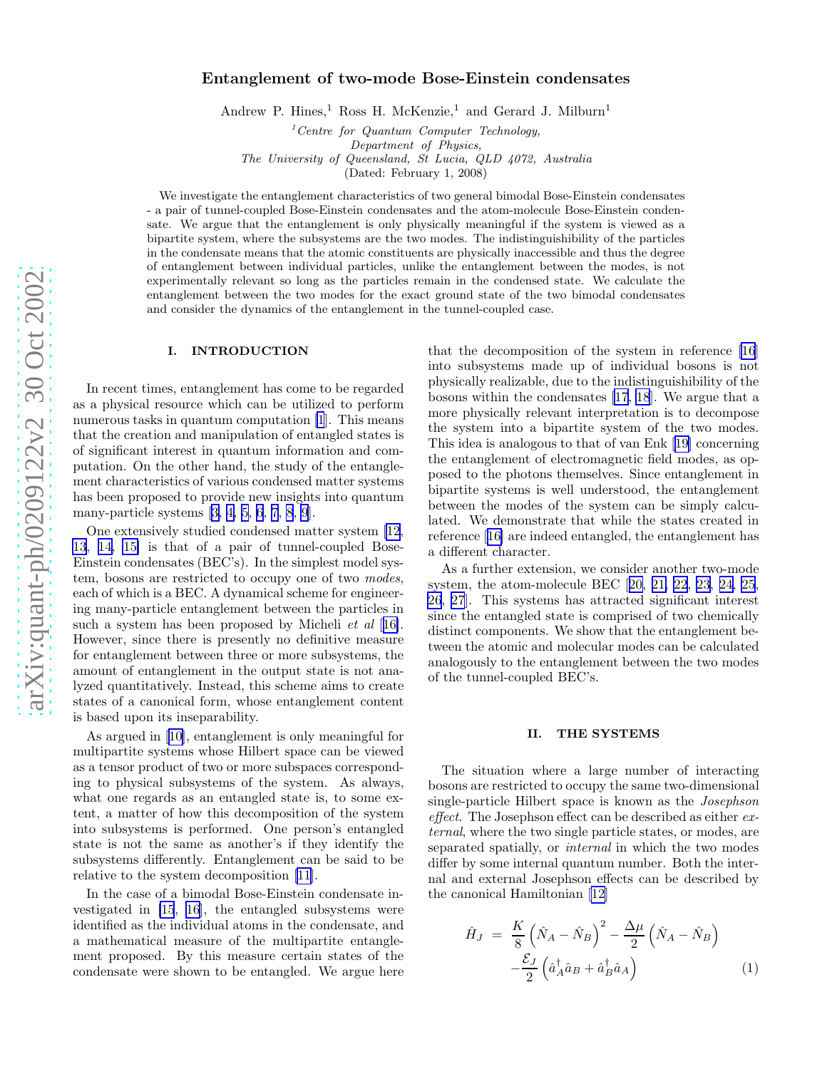# Entanglement of two-mode Bose-Einstein condensates

Andrew P. Hines,[1] Ross H. McKenzie,[1] and Gerard J. Milburn[1]

[1] *Centre for Quantum Computer Technology, Department of Physics, The University of Queensland, St Lucia, QLD 4072, Australia*

(Dated: February 1, 2008)

We investigate the entanglement characteristics of two general bimodal Bose-Einstein condensates - a pair of tunnel-coupled Bose-Einstein condensates and the atom-molecule Bose-Einstein condensate. We argue that the entanglement is only physically meaningful if the system is viewed as a bipartite system, where the subsystems are the two modes. The indistinguishibility of the particles in the condensate means that the atomic constituents are physically inaccessible and thus the degree of entanglement between individual particles, unlike the entanglement between the modes, is not experimentally relevant so long as the particles remain in the condensed state. We calculate the entanglement between the two modes for the exact ground state of the two bimodal condensates and consider the dynamics of the entanglement in the tunnel-coupled case.

## I. INTRODUCTION

In recent times, entanglement has come to be regarded as a physical resource which can be utilized to perform numerous tasks in quantum computation [1]. This means that the creation and manipulation of entangled states is of significant interest in quantum information and computation. On the other hand, the study of the entanglement characteristics of various condensed matter systems has been proposed to provide new insights into quantum many-particle systems [3, 4, 5, 6, 7, 8, 9].

One extensively studied condensed matter system [12, 13, 14, 15] is that of a pair of tunnel-coupled Bose-Einstein condensates (BEC's). In the simplest model system, bosons are restricted to occupy one of two *modes*, each of which is a BEC. A dynamical scheme for engineering many-particle entanglement between the particles in such a system has been proposed by Micheli *et al* [16]. However, since there is presently no definitive measure for entanglement between three or more subsystems, the amount of entanglement in the output state is not analyzed quantitatively. Instead, this scheme aims to create states of a canonical form, whose entanglement content is based upon its inseparability.

As argued in [10], entanglement is only meaningful for multipartite systems whose Hilbert space can be viewed as a tensor product of two or more subspaces corresponding to physical subsystems of the system. As always, what one regards as an entangled state is, to some extent, a matter of how this decomposition of the system into subsystems is performed. One person's entangled state is not the same as another's if they identify the subsystems differently. Entanglement can be said to be relative to the system decomposition [11].

In the case of a bimodal Bose-Einstein condensate investigated in [15, 16], the entangled subsystems were identified as the individual atoms in the condensate, and a mathematical measure of the multipartite entanglement proposed. By this measure certain states of the condensate were shown to be entangled. We argue here that the decomposition of the system in reference [16] into subsystems made up of individual bosons is not physically realizable, due to the indistinguishability of the bosons within the condensates [17, 18]. We argue that a more physically relevant interpretation is to decompose the system into a bipartite system of the two modes. This idea is analogous to that of van Enk [19] concerning the entanglement of electromagnetic field modes, as opposed to the photons themselves. Since entanglement in bipartite systems is well understood, the entanglement between the modes of the system can be simply calculated. We demonstrate that while the states created in reference [16] are indeed entangled, the entanglement has a different character.

As a further extension, we consider another two-mode system, the atom-molecule BEC [20, 21, 22, 23, 24, 25, 26, 27]. This systems has attracted significant interest since the entangled state is comprised of two chemically distinct components. We show that the entanglement between the atomic and molecular modes can be calculated analogously to the entanglement between the two modes of the tunnel-coupled BEC's.

## II. THE SYSTEMS

The situation where a large number of interacting bosons are restricted to occupy the same two-dimensional single-particle Hilbert space is known as the *Josephson effect*. The Josephson effect can be described as either *external*, where the two single particle states, or modes, are separated spatially, or *internal* in which the two modes differ by some internal quantum number. Both the internal and external Josephson effects can be described by the canonical Hamiltonian [12]

$$
\begin{aligned}
\hat{H}_J \; = \; & \frac{K}{8}\left(\hat{N}_A - \hat{N}_B\right)^2 - \frac{\Delta\mu}{2}\left(\hat{N}_A - \hat{N}_B\right) \\
& - \frac{\mathcal{E}_J}{2}\left(\hat{a}_A^\dagger \hat{a}_B + \hat{a}_B^\dagger \hat{a}_A\right)
\end{aligned}
\qquad (1)
$$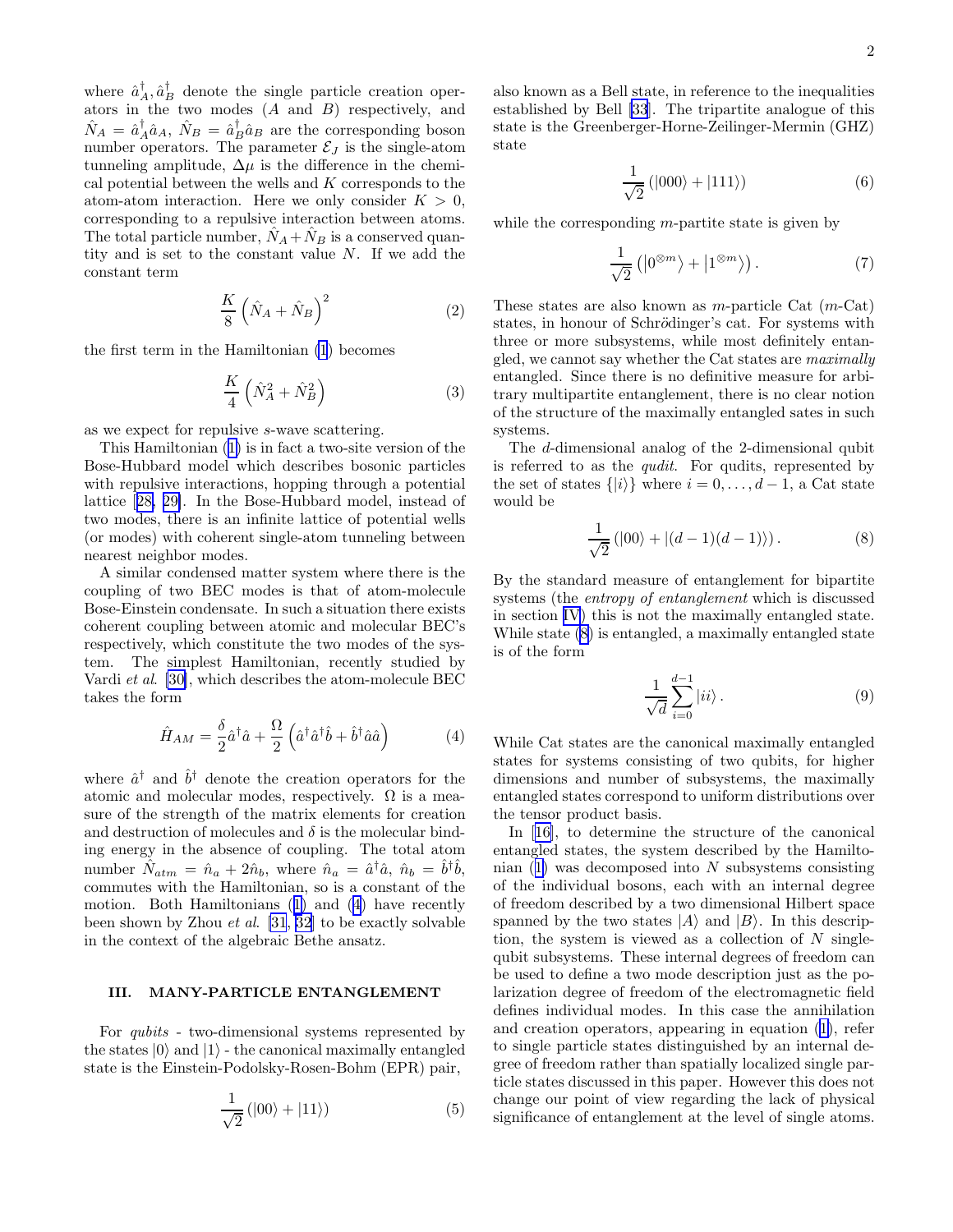where $\hat{a}_A^\dagger, \hat{a}_B^\dagger$ denote the single particle creation operators in the two modes ($A$ and $B$) respectively, and $\hat{N}_A = \hat{a}_A^\dagger \hat{a}_A$, $\hat{N}_B = \hat{a}_B^\dagger \hat{a}_B$ are the corresponding boson number operators. The parameter $\mathcal{E}_J$ is the single-atom tunneling amplitude, $\Delta\mu$ is the difference in the chemical potential between the wells and $K$ corresponds to the atom-atom interaction. Here we only consider $K > 0$, corresponding to a repulsive interaction between atoms. The total particle number, $\hat{N}_A + \hat{N}_B$ is a conserved quantity and is set to the constant value $N$. If we add the constant term

$$\frac{K}{8}\left(\hat{N}_A + \hat{N}_B\right)^2 \tag{2}$$

the first term in the Hamiltonian (1) becomes

$$\frac{K}{4}\left(\hat{N}_A^2 + \hat{N}_B^2\right) \tag{3}$$

as we expect for repulsive $s$-wave scattering.

This Hamiltonian (1) is in fact a two-site version of the Bose-Hubbard model which describes bosonic particles with repulsive interactions, hopping through a potential lattice [28, 29]. In the Bose-Hubbard model, instead of two modes, there is an infinite lattice of potential wells (or modes) with coherent single-atom tunneling between nearest neighbor modes.

A similar condensed matter system where there is the coupling of two BEC modes is that of atom-molecule Bose-Einstein condensate. In such a situation there exists coherent coupling between atomic and molecular BEC's respectively, which constitute the two modes of the system. The simplest Hamiltonian, recently studied by Vardi *et al*. [30], which describes the atom-molecule BEC takes the form

$$\hat{H}_{AM} = \frac{\delta}{2}\hat{a}^\dagger \hat{a} + \frac{\Omega}{2}\left(\hat{a}^\dagger \hat{a}^\dagger \hat{b} + \hat{b}^\dagger \hat{a}\hat{a}\right) \tag{4}$$

where $\hat{a}^\dagger$ and $\hat{b}^\dagger$ denote the creation operators for the atomic and molecular modes, respectively. $\Omega$ is a measure of the strength of the matrix elements for creation and destruction of molecules and $\delta$ is the molecular binding energy in the absence of coupling. The total atom number $\hat{N}_{atm} = \hat{n}_a + 2\hat{n}_b$, where $\hat{n}_a = \hat{a}^\dagger \hat{a}$, $\hat{n}_b = \hat{b}^\dagger \hat{b}$, commutes with the Hamiltonian, so is a constant of the motion. Both Hamiltonians (1) and (4) have recently been shown by Zhou *et al*. [31, 32] to be exactly solvable in the context of the algebraic Bethe ansatz.

## III. MANY-PARTICLE ENTANGLEMENT

For *qubits* - two-dimensional systems represented by the states $|0\rangle$ and $|1\rangle$ - the canonical maximally entangled state is the Einstein-Podolsky-Rosen-Bohm (EPR) pair,

$$\frac{1}{\sqrt{2}}\left(|00\rangle + |11\rangle\right) \tag{5}$$

also known as a Bell state, in reference to the inequalities established by Bell [33]. The tripartite analogue of this state is the Greenberger-Horne-Zeilinger-Mermin (GHZ) state

$$\frac{1}{\sqrt{2}}\left(|000\rangle + |111\rangle\right) \tag{6}$$

while the corresponding $m$-partite state is given by

$$\frac{1}{\sqrt{2}}\left(\left|0^{\otimes m}\right\rangle + \left|1^{\otimes m}\right\rangle\right). \tag{7}$$

These states are also known as $m$-particle Cat ($m$-Cat) states, in honour of Schrödinger's cat. For systems with three or more subsystems, while most definitely entangled, we cannot say whether the Cat states are *maximally* entangled. Since there is no definitive measure for arbitrary multipartite entanglement, there is no clear notion of the structure of the maximally entangled sates in such systems.

The $d$-dimensional analog of the 2-dimensional qubit is referred to as the *qudit*. For qudits, represented by the set of states $\{|i\rangle\}$ where $i = 0, \ldots, d-1$, a Cat state would be

$$\frac{1}{\sqrt{2}}\left(|00\rangle + |(d-1)(d-1)\rangle\right). \tag{8}$$

By the standard measure of entanglement for bipartite systems (the *entropy of entanglement* which is discussed in section IV) this is not the maximally entangled state. While state (8) is entangled, a maximally entangled state is of the form

$$\frac{1}{\sqrt{d}}\sum_{i=0}^{d-1}|ii\rangle. \tag{9}$$

While Cat states are the canonical maximally entangled states for systems consisting of two qubits, for higher dimensions and number of subsystems, the maximally entangled states correspond to uniform distributions over the tensor product basis.

In [16], to determine the structure of the canonical entangled states, the system described by the Hamiltonian (1) was decomposed into $N$ subsystems consisting of the individual bosons, each with an internal degree of freedom described by a two dimensional Hilbert space spanned by the two states $|A\rangle$ and $|B\rangle$. In this description, the system is viewed as a collection of $N$ single-qubit subsystems. These internal degrees of freedom can be used to define a two mode description just as the polarization degree of freedom of the electromagnetic field defines individual modes. In this case the annihilation and creation operators, appearing in equation (1), refer to single particle states distinguished by an internal degree of freedom rather than spatially localized single particle states discussed in this paper. However this does not change our point of view regarding the lack of physical significance of entanglement at the level of single atoms.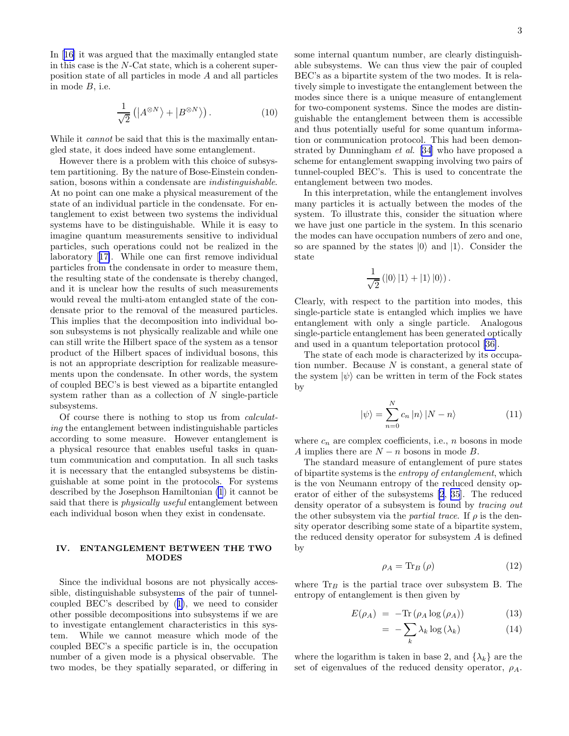In [16] it was argued that the maximally entangled state in this case is the $N$-Cat state, which is a coherent superposition state of all particles in mode $A$ and all particles in mode $B$, i.e.

$$\frac{1}{\sqrt{2}}\left(\left|A^{\otimes N}\right\rangle + \left|B^{\otimes N}\right\rangle\right). \tag{10}$$

While it *cannot* be said that this is the maximally entangled state, it does indeed have some entanglement.

However there is a problem with this choice of subsystem partitioning. By the nature of Bose-Einstein condensation, bosons within a condensate are *indistinguishable*. At no point can one make a physical measurement of the state of an individual particle in the condensate. For entanglement to exist between two systems the individual systems have to be distinguishable. While it is easy to imagine quantum measurements sensitive to individual particles, such operations could not be realized in the laboratory [17]. While one can first remove individual particles from the condensate in order to measure them, the resulting state of the condensate is thereby changed, and it is unclear how the results of such measurements would reveal the multi-atom entangled state of the condensate prior to the removal of the measured particles. This implies that the decomposition into individual boson subsystems is not physically realizable and while one can still write the Hilbert space of the system as a tensor product of the Hilbert spaces of individual bosons, this is not an appropriate description for realizable measurements upon the condensate. In other words, the system of coupled BEC's is best viewed as a bipartite entangled system rather than as a collection of $N$ single-particle subsystems.

Of course there is nothing to stop us from *calculating* the entanglement between indistinguishable particles according to some measure. However entanglement is a physical resource that enables useful tasks in quantum communication and computation. In all such tasks it is necessary that the entangled subsystems be distinguishable at some point in the protocols. For systems described by the Josephson Hamiltonian (1) it cannot be said that there is *physically useful* entanglement between each individual boson when they exist in condensate.

## IV. ENTANGLEMENT BETWEEN THE TWO MODES

Since the individual bosons are not physically accessible, distinguishable subsystems of the pair of tunnel-coupled BEC's described by (1), we need to consider other possible decompositions into subsystems if we are to investigate entanglement characteristics in this system. While we cannot measure which mode of the coupled BEC's a specific particle is in, the occupation number of a given mode is a physical observable. The two modes, be they spatially separated, or differing in some internal quantum number, are clearly distinguishable subsystems. We can thus view the pair of coupled BEC's as a bipartite system of the two modes. It is relatively simple to investigate the entanglement between the modes since there is a unique measure of entanglement for two-component systems. Since the modes are distinguishable the entanglement between them is accessible and thus potentially useful for some quantum information or communication protocol. This had been demonstrated by Dunningham *et al.* [34] who have proposed a scheme for entanglement swapping involving two pairs of tunnel-coupled BEC's. This is used to concentrate the entanglement between two modes.

In this interpretation, while the entanglement involves many particles it is actually between the modes of the system. To illustrate this, consider the situation where we have just one particle in the system. In this scenario the modes can have occupation numbers of zero and one, so are spanned by the states $|0\rangle$ and $|1\rangle$. Consider the state

$$\frac{1}{\sqrt{2}}\left(|0\rangle\,|1\rangle + |1\rangle\,|0\rangle\right).$$

Clearly, with respect to the partition into modes, this single-particle state is entangled which implies we have entanglement with only a single particle. Analogous single-particle entanglement has been generated optically and used in a quantum teleportation protocol [36].

The state of each mode is characterized by its occupation number. Because $N$ is constant, a general state of the system $|\psi\rangle$ can be written in term of the Fock states by

$$|\psi\rangle = \sum_{n=0}^{N} c_n\,|n\rangle\,|N-n\rangle \tag{11}$$

where $c_n$ are complex coefficients, i.e., $n$ bosons in mode $A$ implies there are $N-n$ bosons in mode $B$.

The standard measure of entanglement of pure states of bipartite systems is the *entropy of entanglement*, which is the von Neumann entropy of the reduced density operator of either of the subsystems [2, 35]. The reduced density operator of a subsystem is found by *tracing out* the other subsystem via the *partial trace*. If $\rho$ is the density operator describing some state of a bipartite system, the reduced density operator for subsystem $A$ is defined by

$$\rho_A = \mathrm{Tr}_B\left(\rho\right) \tag{12}$$

where $\mathrm{Tr}_B$ is the partial trace over subsystem B. The entropy of entanglement is then given by

$$E(\rho_A) = -\mathrm{Tr}\left(\rho_A \log\left(\rho_A\right)\right) \tag{13}$$

$$= -\sum_k \lambda_k \log\left(\lambda_k\right) \tag{14}$$

where the logarithm is taken in base 2, and $\{\lambda_k\}$ are the set of eigenvalues of the reduced density operator, $\rho_A$.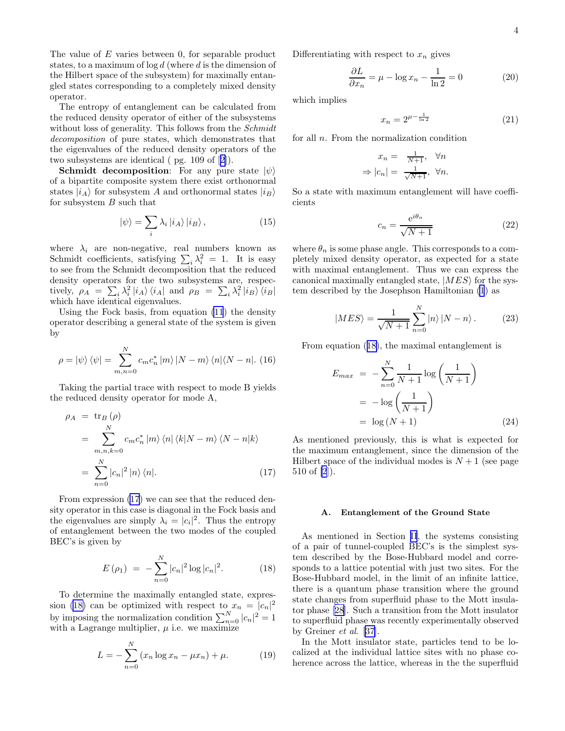The value of $E$ varies between 0, for separable product states, to a maximum of $\log d$ (where $d$ is the dimension of the Hilbert space of the subsystem) for maximally entangled states corresponding to a completely mixed density operator.

The entropy of entanglement can be calculated from the reduced density operator of either of the subsystems without loss of generality. This follows from the *Schmidt decomposition* of pure states, which demonstrates that the eigenvalues of the reduced density operators of the two subsystems are identical ( pg. 109 of [2]).

**Schmidt decomposition**: For any pure state $|\psi\rangle$ of a bipartite composite system there exist orthonormal states $|i_A\rangle$ for subsystem $A$ and orthonormal states $|i_B\rangle$ for subsystem $B$ such that

$$|\psi\rangle = \sum_i \lambda_i |i_A\rangle |i_B\rangle, \tag{15}$$

where $\lambda_i$ are non-negative, real numbers known as Schmidt coefficients, satisfying $\sum_i \lambda_i^2 = 1$. It is easy to see from the Schmidt decomposition that the reduced density operators for the two subsystems are, respectively, $\rho_A = \sum_i \lambda_i^2 |i_A\rangle\langle i_A|$ and $\rho_B = \sum_i \lambda_i^2 |i_B\rangle\langle i_B|$ which have identical eigenvalues.

Using the Fock basis, from equation (11) the density operator describing a general state of the system is given by

$$\rho = |\psi\rangle\langle\psi| = \sum_{m,n=0}^{N} c_m c_n^* |m\rangle|N-m\rangle\langle n|\langle N-n|. \tag{16}$$

Taking the partial trace with respect to mode B yields the reduced density operator for mode A,

$$\begin{aligned}
\rho_A &= \mathrm{tr}_B(\rho) \\
&= \sum_{m,n,k=0}^{N} c_m c_n^* |m\rangle\langle n| \langle k|N-m\rangle\langle N-n|k\rangle \\
&= \sum_{n=0}^{N} |c_n|^2 |n\rangle\langle n|.
\end{aligned} \tag{17}$$

From expression (17) we can see that the reduced density operator in this case is diagonal in the Fock basis and the eigenvalues are simply $\lambda_i = |c_i|^2$. Thus the entropy of entanglement between the two modes of the coupled BEC's is given by

$$E(\rho_1) = -\sum_{n=0}^{N} |c_n|^2 \log |c_n|^2. \tag{18}$$

To determine the maximally entangled state, expression (18) can be optimized with respect to $x_n = |c_n|^2$ by imposing the normalization condition $\sum_{n=0}^{N} |c_n|^2 = 1$ with a Lagrange multiplier, $\mu$ i.e. we maximize

$$L = -\sum_{n=0}^{N} (x_n \log x_n - \mu x_n) + \mu. \tag{19}$$

Differentiating with respect to $x_n$ gives

$$\frac{\partial L}{\partial x_n} = \mu - \log x_n - \frac{1}{\ln 2} = 0 \tag{20}$$

which implies

$$x_n = 2^{\mu - \frac{1}{\ln 2}} \tag{21}$$

for all $n$. From the normalization condition

$$\begin{aligned}
x_n &= \tfrac{1}{N+1}, \quad \forall n \\
\Rightarrow |c_n| &= \tfrac{1}{\sqrt{N+1}}, \quad \forall n.
\end{aligned}$$

So a state with maximum entanglement will have coefficients

$$c_n = \frac{e^{i\theta_n}}{\sqrt{N+1}} \tag{22}$$

where $\theta_n$ is some phase angle. This corresponds to a completely mixed density operator, as expected for a state with maximal entanglement. Thus we can express the canonical maximally entangled state, $|MES\rangle$ for the system described by the Josephson Hamiltonian (1) as

$$|MES\rangle = \frac{1}{\sqrt{N+1}} \sum_{n=0}^{N} |n\rangle|N-n\rangle. \tag{23}$$

From equation (18), the maximal entanglement is

$$\begin{aligned}
E_{max} &= -\sum_{n=0}^{N} \frac{1}{N+1} \log\left(\frac{1}{N+1}\right) \\
&= -\log\left(\frac{1}{N+1}\right) \\
&= \log(N+1)
\end{aligned} \tag{24}$$

As mentioned previously, this is what is expected for the maximum entanglement, since the dimension of the Hilbert space of the individual modes is $N+1$ (see page 510 of [2]).

### A. Entanglement of the Ground State

As mentioned in Section II, the systems consisting of a pair of tunnel-coupled BEC's is the simplest system described by the Bose-Hubbard model and corresponds to a lattice potential with just two sites. For the Bose-Hubbard model, in the limit of an infinite lattice, there is a quantum phase transition where the ground state changes from superfluid phase to the Mott insulator phase [28]. Such a transition from the Mott insulator to superfluid phase was recently experimentally observed by Greiner *et al.* [37].

In the Mott insulator state, particles tend to be localized at the individual lattice sites with no phase coherence across the lattice, whereas in the the superfluid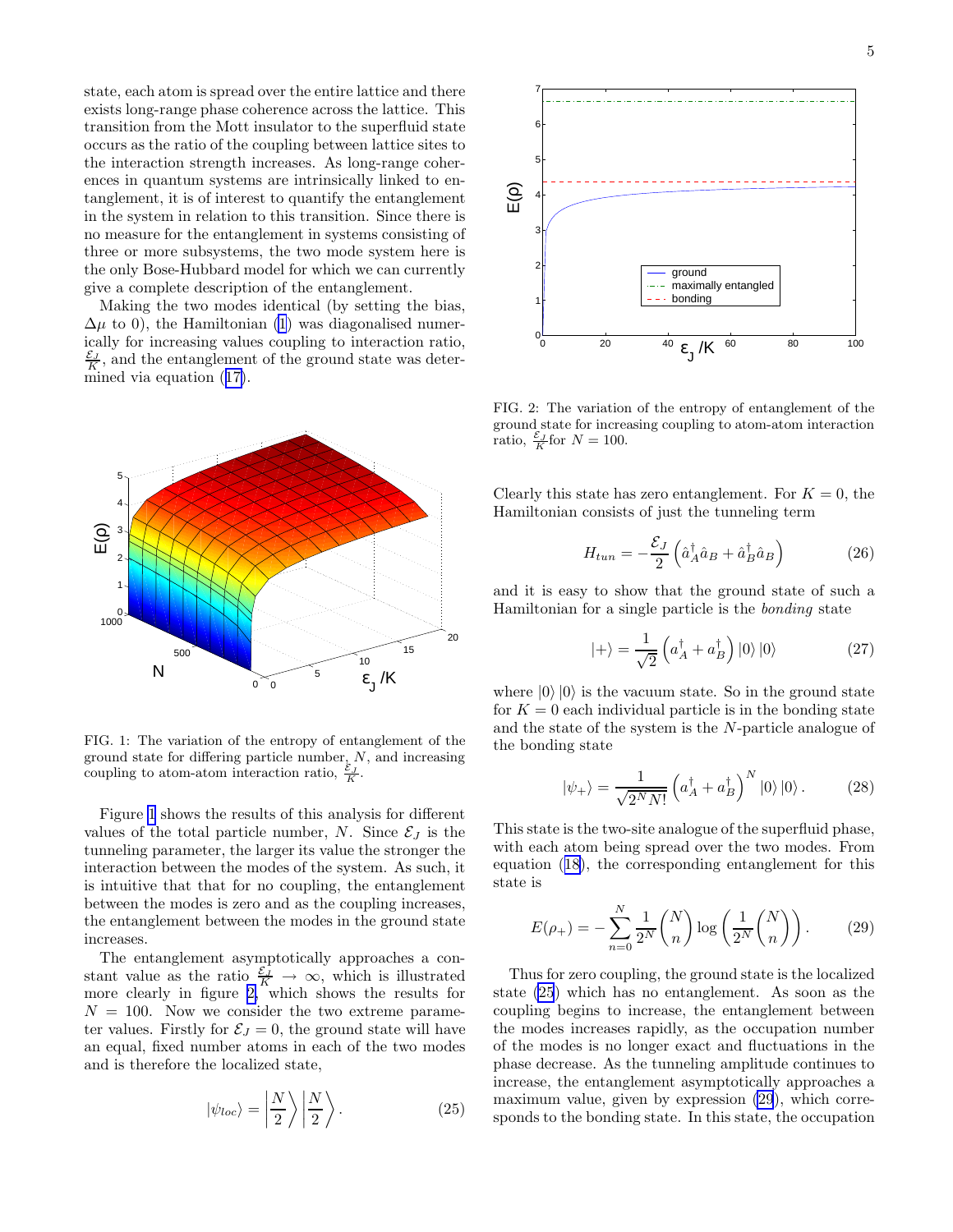state, each atom is spread over the entire lattice and there exists long-range phase coherence across the lattice. This transition from the Mott insulator to the superfluid state occurs as the ratio of the coupling between lattice sites to the interaction strength increases. As long-range coherences in quantum systems are intrinsically linked to entanglement, it is of interest to quantify the entanglement in the system in relation to this transition. Since there is no measure for the entanglement in systems consisting of three or more subsystems, the two mode system here is the only Bose-Hubbard model for which we can currently give a complete description of the entanglement.

Making the two modes identical (by setting the bias, $\Delta\mu$ to 0), the Hamiltonian (1) was diagonalised numerically for increasing values coupling to interaction ratio, $\frac{\mathcal{E}_J}{K}$, and the entanglement of the ground state was determined via equation (17).

FIG. 1: The variation of the entropy of entanglement of the ground state for differing particle number, $N$, and increasing coupling to atom-atom interaction ratio, $\frac{\mathcal{E}_J}{K}$.

Figure 1 shows the results of this analysis for different values of the total particle number, $N$. Since $\mathcal{E}_J$ is the tunneling parameter, the larger its value the stronger the interaction between the modes of the system. As such, it is intuitive that that for no coupling, the entanglement between the modes is zero and as the coupling increases, the entanglement between the modes in the ground state increases.

The entanglement asymptotically approaches a constant value as the ratio $\frac{\mathcal{E}_J}{K} \to \infty$, which is illustrated more clearly in figure 2, which shows the results for $N = 100$. Now we consider the two extreme parameter values. Firstly for $\mathcal{E}_J = 0$, the ground state will have an equal, fixed number atoms in each of the two modes and is therefore the localized state,

$$|\psi_{loc}\rangle = \left|\frac{N}{2}\right\rangle\left|\frac{N}{2}\right\rangle. \tag{25}$$

FIG. 2: The variation of the entropy of entanglement of the ground state for increasing coupling to atom-atom interaction ratio, $\frac{\mathcal{E}_J}{K}$ for $N = 100$.

Clearly this state has zero entanglement. For $K = 0$, the Hamiltonian consists of just the tunneling term

$$H_{tun} = -\frac{\mathcal{E}_J}{2}\left(\hat{a}_A^\dagger \hat{a}_B + \hat{a}_B^\dagger \hat{a}_B\right) \tag{26}$$

and it is easy to show that the ground state of such a Hamiltonian for a single particle is the *bonding* state

$$|+\rangle = \frac{1}{\sqrt{2}}\left(a_A^\dagger + a_B^\dagger\right)|0\rangle\,|0\rangle \tag{27}$$

where $|0\rangle\,|0\rangle$ is the vacuum state. So in the ground state for $K = 0$ each individual particle is in the bonding state and the state of the system is the $N$-particle analogue of the bonding state

$$|\psi_+\rangle = \frac{1}{\sqrt{2^N N!}}\left(a_A^\dagger + a_B^\dagger\right)^N|0\rangle\,|0\rangle. \tag{28}$$

This state is the two-site analogue of the superfluid phase, with each atom being spread over the two modes. From equation (18), the corresponding entanglement for this state is

$$E(\rho_+) = -\sum_{n=0}^{N}\frac{1}{2^N}\binom{N}{n}\log\left(\frac{1}{2^N}\binom{N}{n}\right). \tag{29}$$

Thus for zero coupling, the ground state is the localized state (25) which has no entanglement. As soon as the coupling begins to increase, the entanglement between the modes increases rapidly, as the occupation number of the modes is no longer exact and fluctuations in the phase decrease. As the tunneling amplitude continues to increase, the entanglement asymptotically approaches a maximum value, given by expression (29), which corresponds to the bonding state. In this state, the occupation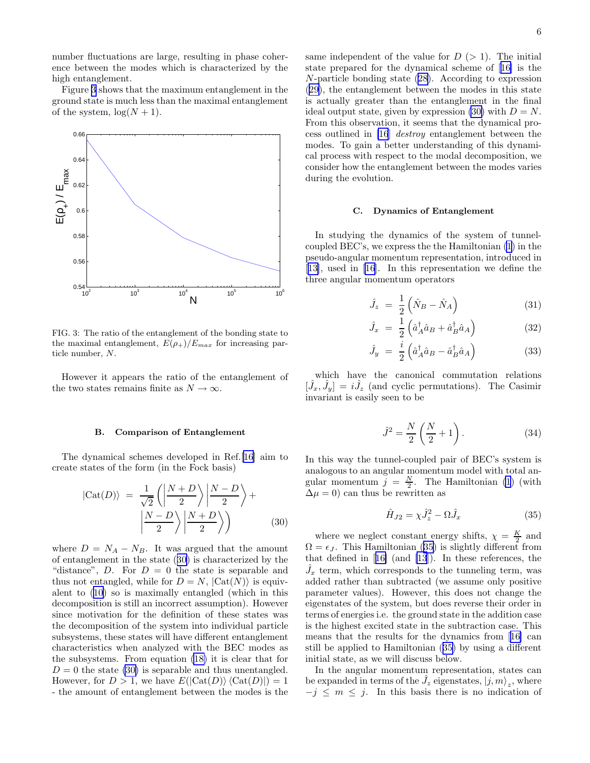number fluctuations are large, resulting in phase coherence between the modes which is characterized by the high entanglement.

Figure 3 shows that the maximum entanglement in the ground state is much less than the maximal entanglement of the system, $\log(N+1)$.

FIG. 3: The ratio of the entanglement of the bonding state to the maximal entanglement, $E(\rho_+)/E_{max}$ for increasing particle number, $N$.

However it appears the ratio of the entanglement of the two states remains finite as $N \to \infty$.

### B. Comparison of Entanglement

The dynamical schemes developed in Ref.[16] aim to create states of the form (in the Fock basis)

$$|\mathrm{Cat}(D)\rangle = \frac{1}{\sqrt{2}}\left(\left|\frac{N+D}{2}\right\rangle\left|\frac{N-D}{2}\right\rangle + \left|\frac{N-D}{2}\right\rangle\left|\frac{N+D}{2}\right\rangle\right) \quad (30)$$

where $D = N_A - N_B$. It was argued that the amount of entanglement in the state (30) is characterized by the "distance", $D$. For $D = 0$ the state is separable and thus not entangled, while for $D = N$, $|\mathrm{Cat}(N)\rangle$ is equivalent to (10) so is maximally entangled (which in this decomposition is still an incorrect assumption). However since motivation for the definition of these states was the decomposition of the system into individual particle subsystems, these states will have different entanglement characteristics when analyzed with the BEC modes as the subsystems. From equation (18) it is clear that for $D = 0$ the state (30) is separable and thus unentangled. However, for $D > 1$, we have $E(|\mathrm{Cat}(D)\rangle\langle\mathrm{Cat}(D)|) = 1$ - the amount of entanglement between the modes is the same independent of the value for $D$ ($> 1$). The initial state prepared for the dynamical scheme of [16] is the $N$-particle bonding state (28). According to expression (29), the entanglement between the modes in this state is actually greater than the entanglement in the final ideal output state, given by expression (30) with $D = N$. From this observation, it seems that the dynamical process outlined in [16] *destroy* entanglement between the modes. To gain a better understanding of this dynamical process with respect to the modal decomposition, we consider how the entanglement between the modes varies during the evolution.

### C. Dynamics of Entanglement

In studying the dynamics of the system of tunnel-coupled BEC's, we express the the Hamiltonian (1) in the pseudo-angular momentum representation, introduced in [13], used in [16]. In this representation we define the three angular momentum operators

$$\hat{J}_z = \frac{1}{2}\left(\hat{N}_B - \hat{N}_A\right) \quad (31)$$

$$\hat{J}_x = \frac{1}{2}\left(\hat{a}_A^\dagger \hat{a}_B + \hat{a}_B^\dagger \hat{a}_A\right) \quad (32)$$

$$\hat{J}_y = \frac{i}{2}\left(\hat{a}_A^\dagger \hat{a}_B - \hat{a}_B^\dagger \hat{a}_A\right) \quad (33)$$

which have the canonical commutation relations $[\hat{J}_x, \hat{J}_y] = i\hat{J}_z$ (and cyclic permutations). The Casimir invariant is easily seen to be

$$\hat{J}^2 = \frac{N}{2}\left(\frac{N}{2}+1\right). \quad (34)$$

In this way the tunnel-coupled pair of BEC's system is analogous to an angular momentum model with total angular momentum $j = \frac{N}{2}$. The Hamiltonian (1) (with $\Delta\mu = 0$) can thus be rewritten as

$$\hat{H}_{J2} = \chi\hat{J}_z^2 - \Omega\hat{J}_x \quad (35)$$

where we neglect constant energy shifts, $\chi = \frac{K}{2}$ and $\Omega = \epsilon_J$. This Hamiltonian (35) is slightly different from that defined in [16] (and [13]). In these references, the $\hat{J}_x$ term, which corresponds to the tunneling term, was added rather than subtracted (we assume only positive parameter values). However, this does not change the eigenstates of the system, but does reverse their order in terms of energies i.e. the ground state in the addition case is the highest excited state in the subtraction case. This means that the results for the dynamics from [16] can still be applied to Hamiltonian (35) by using a different initial state, as we will discuss below.

In the angular momentum representation, states can be expanded in terms of the $\hat{J}_z$ eigenstates, $|j, m\rangle_z$, where $-j \le m \le j$. In this basis there is no indication of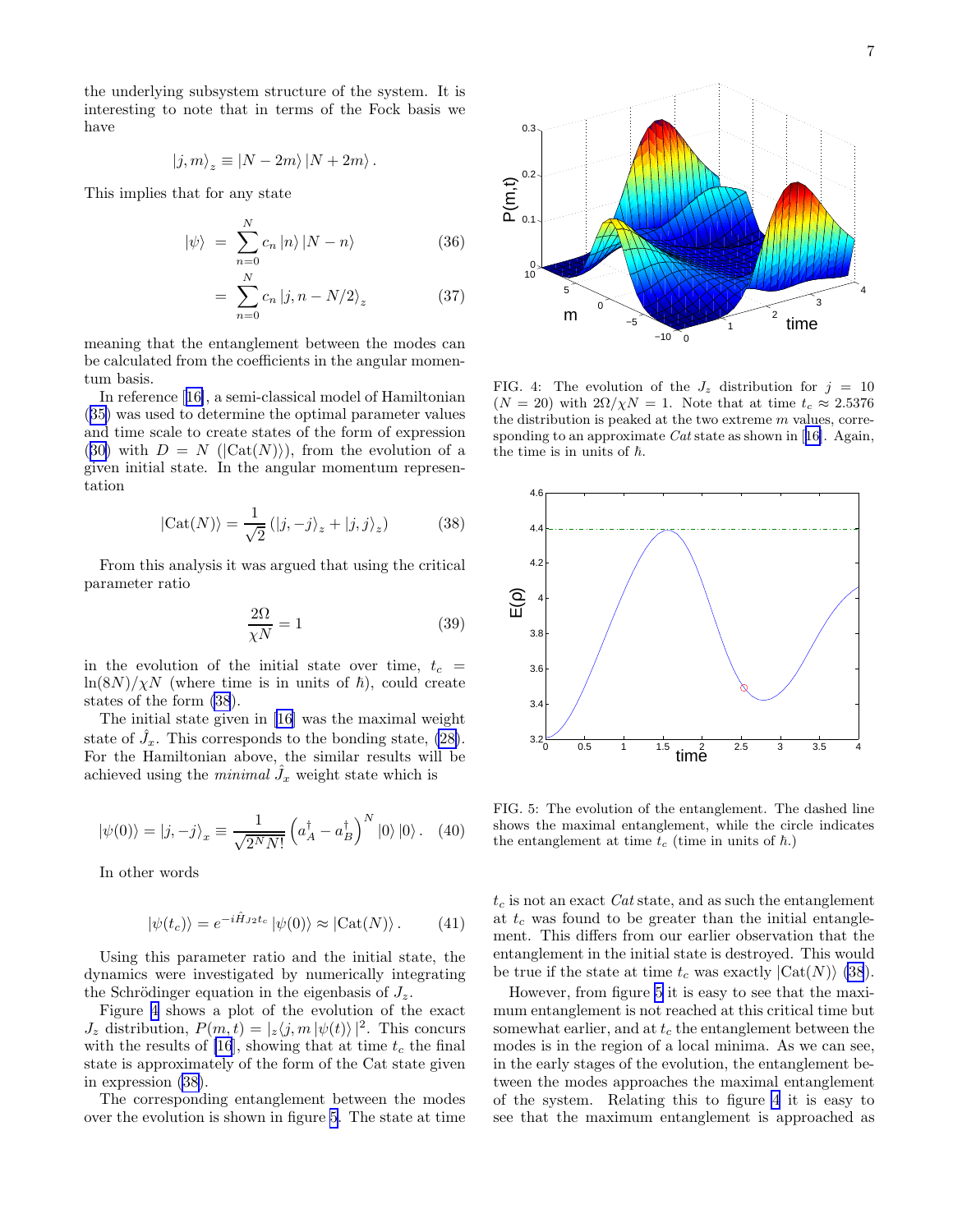the underlying subsystem structure of the system. It is interesting to note that in terms of the Fock basis we have

$$|j,m\rangle_z \equiv |N-2m\rangle\,|N+2m\rangle\,.$$

This implies that for any state

$$|\psi\rangle \;=\; \sum_{n=0}^{N} c_n\,|n\rangle\,|N-n\rangle \tag{36}$$

$$\;=\; \sum_{n=0}^{N} c_n\,|j,n-N/2\rangle_z \tag{37}$$

meaning that the entanglement between the modes can be calculated from the coefficients in the angular momentum basis.

In reference [16], a semi-classical model of Hamiltonian (35) was used to determine the optimal parameter values and time scale to create states of the form of expression (30) with $D = N$ ($|\mathrm{Cat}(N)\rangle$), from the evolution of a given initial state. In the angular momentum representation

$$|\mathrm{Cat}(N)\rangle = \frac{1}{\sqrt{2}}\left(|j,-j\rangle_z + |j,j\rangle_z\right) \tag{38}$$

From this analysis it was argued that using the critical parameter ratio

$$\frac{2\Omega}{\chi N} = 1 \tag{39}$$

in the evolution of the initial state over time, $t_c = \ln(8N)/\chi N$ (where time is in units of $\hbar$), could create states of the form (38).

The initial state given in [16] was the maximal weight state of $\hat{J}_x$. This corresponds to the bonding state, (28). For the Hamiltonian above, the similar results will be achieved using the *minimal* $\hat{J}_x$ weight state which is

$$|\psi(0)\rangle = |j,-j\rangle_x \equiv \frac{1}{\sqrt{2^N N!}}\left(a_A^\dagger - a_B^\dagger\right)^N |0\rangle\,|0\rangle\,. \tag{40}$$

In other words

$$|\psi(t_c)\rangle = e^{-i\hat{H}_{J2}t_c}\,|\psi(0)\rangle \approx |\mathrm{Cat}(N)\rangle\,. \tag{41}$$

Using this parameter ratio and the initial state, the dynamics were investigated by numerically integrating the Schrödinger equation in the eigenbasis of $J_z$.

Figure 4 shows a plot of the evolution of the exact $J_z$ distribution, $P(m,t) = |{}_z\langle j,m\,|\psi(t)\rangle\,|^2$. This concurs with the results of [16], showing that at time $t_c$ the final state is approximately of the form of the Cat state given in expression (38).

The corresponding entanglement between the modes over the evolution is shown in figure 5. The state at time $t_c$ is not an exact *Cat* state, and as such the entanglement at $t_c$ was found to be greater than the initial entanglement. This differs from our earlier observation that the entanglement in the initial state is destroyed. This would be true if the state at time $t_c$ was exactly $|\mathrm{Cat}(N)\rangle$ (38).

FIG. 4: The evolution of the $J_z$ distribution for $j = 10$ ($N = 20$) with $2\Omega/\chi N = 1$. Note that at time $t_c \approx 2.5376$ the distribution is peaked at the two extreme $m$ values, corresponding to an approximate *Cat* state as shown in [16]. Again, the time is in units of $\hbar$.

FIG. 5: The evolution of the entanglement. The dashed line shows the maximal entanglement, while the circle indicates the entanglement at time $t_c$ (time in units of $\hbar$.)

However, from figure 5 it is easy to see that the maximum entanglement is not reached at this critical time but somewhat earlier, and at $t_c$ the entanglement between the modes is in the region of a local minima. As we can see, in the early stages of the evolution, the entanglement between the modes approaches the maximal entanglement of the system. Relating this to figure 4 it is easy to see that the maximum entanglement is approached as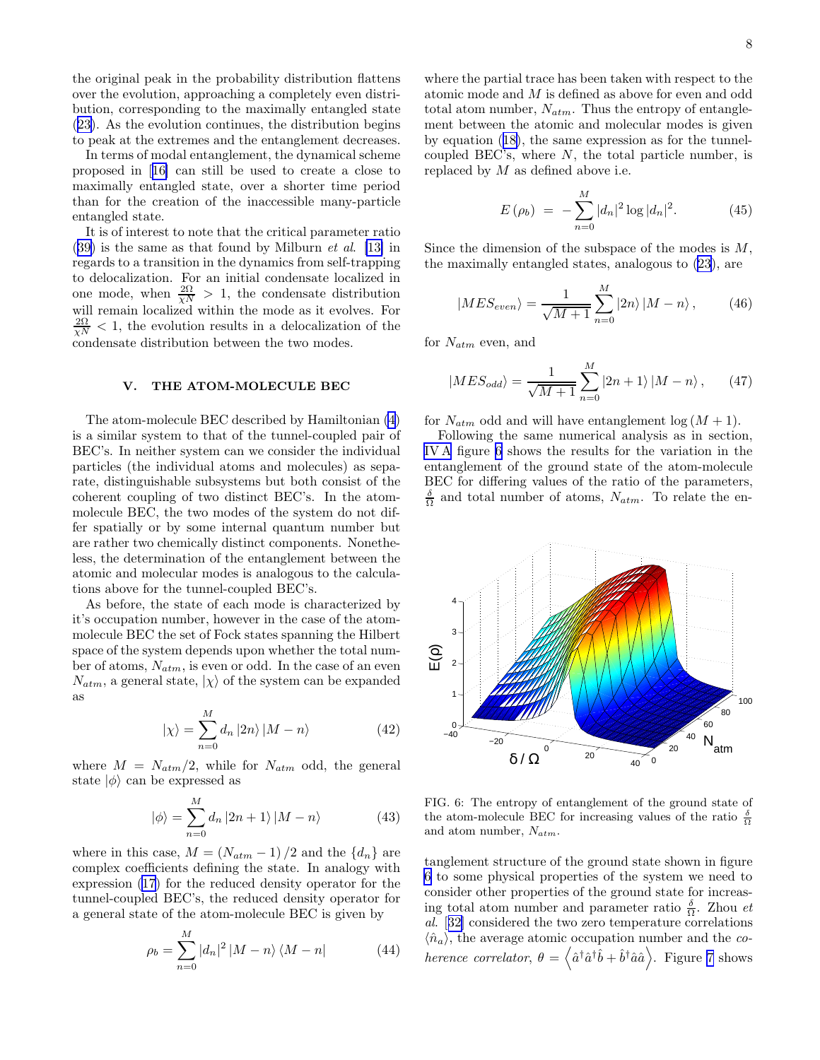the original peak in the probability distribution flattens over the evolution, approaching a completely even distribution, corresponding to the maximally entangled state (23). As the evolution continues, the distribution begins to peak at the extremes and the entanglement decreases.

In terms of modal entanglement, the dynamical scheme proposed in [16] can still be used to create a close to maximally entangled state, over a shorter time period than for the creation of the inaccessible many-particle entangled state.

It is of interest to note that the critical parameter ratio (39) is the same as that found by Milburn *et al.* [13] in regards to a transition in the dynamics from self-trapping to delocalization. For an initial condensate localized in one mode, when $\frac{2\Omega}{\chi N} > 1$, the condensate distribution will remain localized within the mode as it evolves. For $\frac{2\Omega}{\chi N} < 1$, the evolution results in a delocalization of the condensate distribution between the two modes.

## V. THE ATOM-MOLECULE BEC

The atom-molecule BEC described by Hamiltonian (4) is a similar system to that of the tunnel-coupled pair of BEC's. In neither system can we consider the individual particles (the individual atoms and molecules) as separate, distinguishable subsystems but both consist of the coherent coupling of two distinct BEC's. In the atom-molecule BEC, the two modes of the system do not differ spatially or by some internal quantum number but are rather two chemically distinct components. Nonetheless, the determination of the entanglement between the atomic and molecular modes is analogous to the calculations above for the tunnel-coupled BEC's.

As before, the state of each mode is characterized by it's occupation number, however in the case of the atom-molecule BEC the set of Fock states spanning the Hilbert space of the system depends upon whether the total number of atoms, $N_{atm}$, is even or odd. In the case of an even $N_{atm}$, a general state, $|\chi\rangle$ of the system can be expanded as

$$|\chi\rangle = \sum_{n=0}^{M} d_n \, |2n\rangle \, |M-n\rangle \qquad (42)$$

where $M = N_{atm}/2$, while for $N_{atm}$ odd, the general state $|\phi\rangle$ can be expressed as

$$|\phi\rangle = \sum_{n=0}^{M} d_n \, |2n+1\rangle \, |M-n\rangle \qquad (43)$$

where in this case, $M = (N_{atm}-1)/2$ and the $\{d_n\}$ are complex coefficients defining the state. In analogy with expression (17) for the reduced density operator for the tunnel-coupled BEC's, the reduced density operator for a general state of the atom-molecule BEC is given by

$$\rho_b = \sum_{n=0}^{M} |d_n|^2 \, |M-n\rangle \langle M-n| \qquad (44)$$

where the partial trace has been taken with respect to the atomic mode and $M$ is defined as above for even and odd total atom number, $N_{atm}$. Thus the entropy of entanglement between the atomic and molecular modes is given by equation (18), the same expression as for the tunnel-coupled BEC's, where $N$, the total particle number, is replaced by $M$ as defined above i.e.

$$E(\rho_b) \; = \; -\sum_{n=0}^{M} |d_n|^2 \log |d_n|^2. \qquad (45)$$

Since the dimension of the subspace of the modes is $M$, the maximally entangled states, analogous to (23), are

$$|MES_{even}\rangle = \frac{1}{\sqrt{M+1}} \sum_{n=0}^{M} |2n\rangle \, |M-n\rangle \, , \qquad (46)$$

for $N_{atm}$ even, and

$$|MES_{odd}\rangle = \frac{1}{\sqrt{M+1}} \sum_{n=0}^{M} |2n+1\rangle \, |M-n\rangle \, , \qquad (47)$$

for $N_{atm}$ odd and will have entanglement $\log(M+1)$.

Following the same numerical analysis as in section, IV A figure 6 shows the results for the variation in the entanglement of the ground state of the atom-molecule BEC for differing values of the ratio of the parameters, $\frac{\delta}{\Omega}$ and total number of atoms, $N_{atm}$. To relate the entanglement structure of the ground state shown in figure 6 to some physical properties of the system we need to consider other properties of the ground state for increasing total atom number and parameter ratio $\frac{\delta}{\Omega}$. Zhou *et al.* [32] considered the two zero temperature correlations $\langle \hat{n}_a \rangle$, the average atomic occupation number and the *coherence correlator*, $\theta = \left\langle \hat{a}^\dagger \hat{a}^\dagger \hat{b} + \hat{b}^\dagger \hat{a} \hat{a} \right\rangle$. Figure 7 shows

FIG. 6: The entropy of entanglement of the ground state of the atom-molecule BEC for increasing values of the ratio $\frac{\delta}{\Omega}$ and atom number, $N_{atm}$.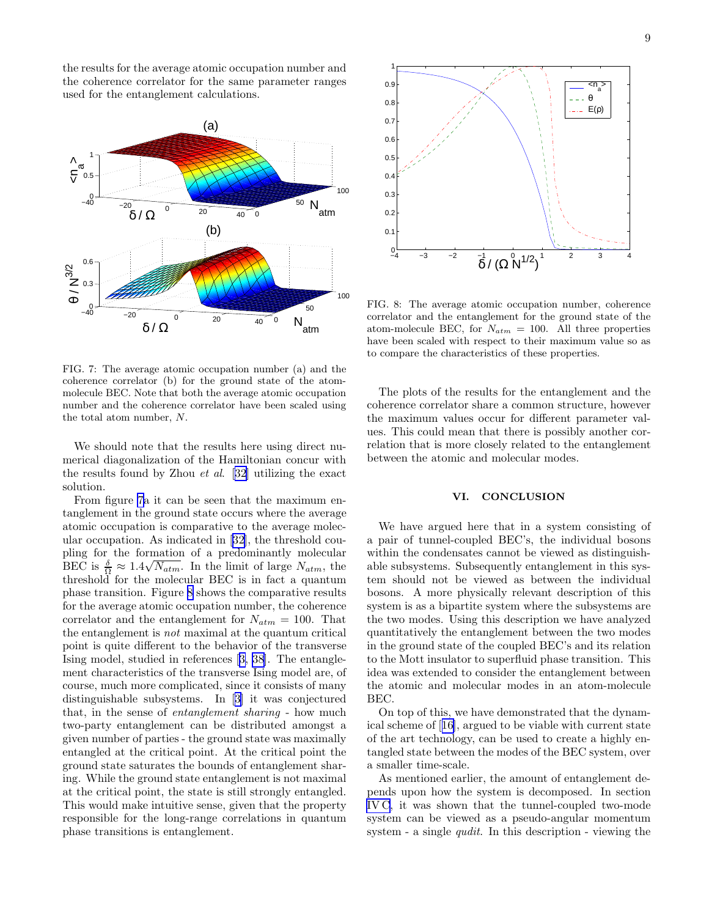the results for the average atomic occupation number and the coherence correlator for the same parameter ranges used for the entanglement calculations.

FIG. 7: The average atomic occupation number (a) and the coherence correlator (b) for the ground state of the atom-molecule BEC. Note that both the average atomic occupation number and the coherence correlator have been scaled using the total atom number, $N$.

We should note that the results here using direct numerical diagonalization of the Hamiltonian concur with the results found by Zhou *et al.* [32] utilizing the exact solution.

From figure 7a it can be seen that the maximum entanglement in the ground state occurs where the average atomic occupation is comparative to the average molecular occupation. As indicated in [32], the threshold coupling for the formation of a predominantly molecular BEC is $\frac{\delta}{\Omega} \approx 1.4\sqrt{N_{atm}}$. In the limit of large $N_{atm}$, the threshold for the molecular BEC is in fact a quantum phase transition. Figure 8 shows the comparative results for the average atomic occupation number, the coherence correlator and the entanglement for $N_{atm} = 100$. That the entanglement is *not* maximal at the quantum critical point is quite different to the behavior of the transverse Ising model, studied in references [3, 38]. The entanglement characteristics of the transverse Ising model are, of course, much more complicated, since it consists of many distinguishable subsystems. In [3] it was conjectured that, in the sense of *entanglement sharing* - how much two-party entanglement can be distributed amongst a given number of parties - the ground state was maximally entangled at the critical point. At the critical point the ground state saturates the bounds of entanglement sharing. While the ground state entanglement is not maximal at the critical point, the state is still strongly entangled. This would make intuitive sense, given that the property responsible for the long-range correlations in quantum phase transitions is entanglement.

FIG. 8: The average atomic occupation number, coherence correlator and the entanglement for the ground state of the atom-molecule BEC, for $N_{atm} = 100$. All three properties have been scaled with respect to their maximum value so as to compare the characteristics of these properties.

The plots of the results for the entanglement and the coherence correlator share a common structure, however the maximum values occur for different parameter values. This could mean that there is possibly another correlation that is more closely related to the entanglement between the atomic and molecular modes.

## VI. CONCLUSION

We have argued here that in a system consisting of a pair of tunnel-coupled BEC's, the individual bosons within the condensates cannot be viewed as distinguishable subsystems. Subsequently entanglement in this system should not be viewed as between the individual bosons. A more physically relevant description of this system is as a bipartite system where the subsystems are the two modes. Using this description we have analyzed quantitatively the entanglement between the two modes in the ground state of the coupled BEC's and its relation to the Mott insulator to superfluid phase transition. This idea was extended to consider the entanglement between the atomic and molecular modes in an atom-molecule BEC.

On top of this, we have demonstrated that the dynamical scheme of [16], argued to be viable with current state of the art technology, can be used to create a highly entangled state between the modes of the BEC system, over a smaller time-scale.

As mentioned earlier, the amount of entanglement depends upon how the system is decomposed. In section IV C, it was shown that the tunnel-coupled two-mode system can be viewed as a pseudo-angular momentum system - a single *qudit*. In this description - viewing the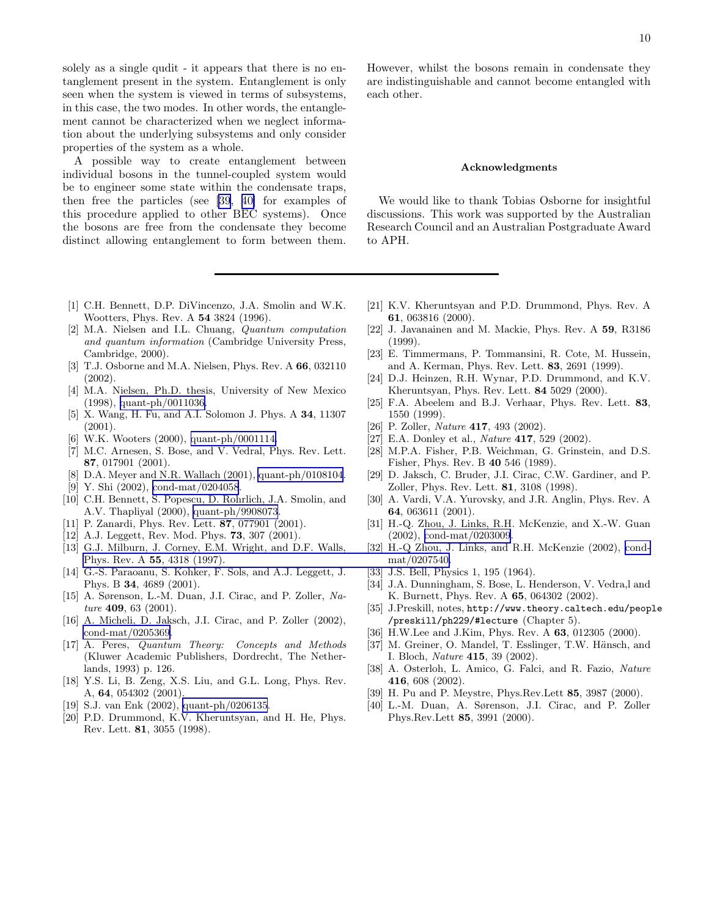solely as a single qudit - it appears that there is no entanglement present in the system. Entanglement is only seen when the system is viewed in terms of subsystems, in this case, the two modes. In other words, the entanglement cannot be characterized when we neglect information about the underlying subsystems and only consider properties of the system as a whole.

A possible way to create entanglement between individual bosons in the tunnel-coupled system would be to engineer some state within the condensate traps, then free the particles (see [39, 40] for examples of this procedure applied to other BEC systems). Once the bosons are free from the condensate they become distinct allowing entanglement to form between them. However, whilst the bosons remain in condensate they are indistinguishable and cannot become entangled with each other.

### Acknowledgments

We would like to thank Tobias Osborne for insightful discussions. This work was supported by the Australian Research Council and an Australian Postgraduate Award to APH.

---

[1] C.H. Bennett, D.P. DiVincenzo, J.A. Smolin and W.K. Wootters, Phys. Rev. A **54** 3824 (1996).
[2] M.A. Nielsen and I.L. Chuang, *Quantum computation and quantum information* (Cambridge University Press, Cambridge, 2000).
[3] T.J. Osborne and M.A. Nielsen, Phys. Rev. A **66**, 032110 (2002).
[4] M.A. Nielsen, Ph.D. thesis, University of New Mexico (1998), quant-ph/0011036.
[5] X. Wang, H. Fu, and A.I. Solomon J. Phys. A **34**, 11307 (2001).
[6] W.K. Wooters (2000), quant-ph/0001114.
[7] M.C. Arnesen, S. Bose, and V. Vedral, Phys. Rev. Lett. **87**, 017901 (2001).
[8] D.A. Meyer and N.R. Wallach (2001), quant-ph/0108104.
[9] Y. Shi (2002), cond-mat/0204058.
[10] C.H. Bennett, S. Popescu, D. Rohrlich, J.A. Smolin, and A.V. Thapliyal (2000), quant-ph/9908073.
[11] P. Zanardi, Phys. Rev. Lett. **87**, 077901 (2001).
[12] A.J. Leggett, Rev. Mod. Phys. **73**, 307 (2001).
[13] G.J. Milburn, J. Corney, E.M. Wright, and D.F. Walls, Phys. Rev. A **55**, 4318 (1997).
[14] G.-S. Paraoanu, S. Kohker, F. Sols, and A.J. Leggett, J. Phys. B **34**, 4689 (2001).
[15] A. Sørenson, L.-M. Duan, J.I. Cirac, and P. Zoller, *Nature* **409**, 63 (2001).
[16] A. Micheli, D. Jaksch, J.I. Cirac, and P. Zoller (2002), cond-mat/0205369.
[17] A. Peres, *Quantum Theory: Concepts and Methods* (Kluwer Academic Publishers, Dordrecht, The Netherlands, 1993) p. 126.
[18] Y.S. Li, B. Zeng, X.S. Liu, and G.L. Long, Phys. Rev. A, **64**, 054302 (2001).
[19] S.J. van Enk (2002), quant-ph/0206135.
[20] P.D. Drummond, K.V. Kheruntsyan, and H. He, Phys. Rev. Lett. **81**, 3055 (1998).
[21] K.V. Kheruntsyan and P.D. Drummond, Phys. Rev. A **61**, 063816 (2000).
[22] J. Javanainen and M. Mackie, Phys. Rev. A **59**, R3186 (1999).
[23] E. Timmermans, P. Tommansini, R. Cote, M. Hussein, and A. Kerman, Phys. Rev. Lett. **83**, 2691 (1999).
[24] D.J. Heinzen, R.H. Wynar, P.D. Drummond, and K.V. Kheruntsyan, Phys. Rev. Lett. **84** 5029 (2000).
[25] F.A. Abeelem and B.J. Verhaar, Phys. Rev. Lett. **83**, 1550 (1999).
[26] P. Zoller, *Nature* **417**, 493 (2002).
[27] E.A. Donley et al., *Nature* **417**, 529 (2002).
[28] M.P.A. Fisher, P.B. Weichman, G. Grinstein, and D.S. Fisher, Phys. Rev. B **40** 546 (1989).
[29] D. Jaksch, C. Bruder, J.I. Cirac, C.W. Gardiner, and P. Zoller, Phys. Rev. Lett. **81**, 3108 (1998).
[30] A. Vardi, V.A. Yurovsky, and J.R. Anglin, Phys. Rev. A **64**, 063611 (2001).
[31] H.-Q. Zhou, J. Links, R.H. McKenzie, and X.-W. Guan (2002), cond-mat/0203009.
[32] H.-Q Zhou, J. Links, and R.H. McKenzie (2002), cond-mat/0207540.
[33] J.S. Bell, Physics 1, 195 (1964).
[34] J.A. Dunningham, S. Bose, L. Henderson, V. Vedra,l and K. Burnett, Phys. Rev. A **65**, 064302 (2002).
[35] J.Preskill, notes, `http://www.theory.caltech.edu/people/preskill/ph229/#lecture` (Chapter 5).
[36] H.W.Lee and J.Kim, Phys. Rev. A **63**, 012305 (2000).
[37] M. Greiner, O. Mandel, T. Esslinger, T.W. Hănsch, and I. Bloch, *Nature* **415**, 39 (2002).
[38] A. Osterloh, L. Amico, G. Falci, and R. Fazio, *Nature* **416**, 608 (2002).
[39] H. Pu and P. Meystre, Phys.Rev.Lett **85**, 3987 (2000).
[40] L.-M. Duan, A. Sørenson, J.I. Cirac, and P. Zoller Phys.Rev.Lett **85**, 3991 (2000).